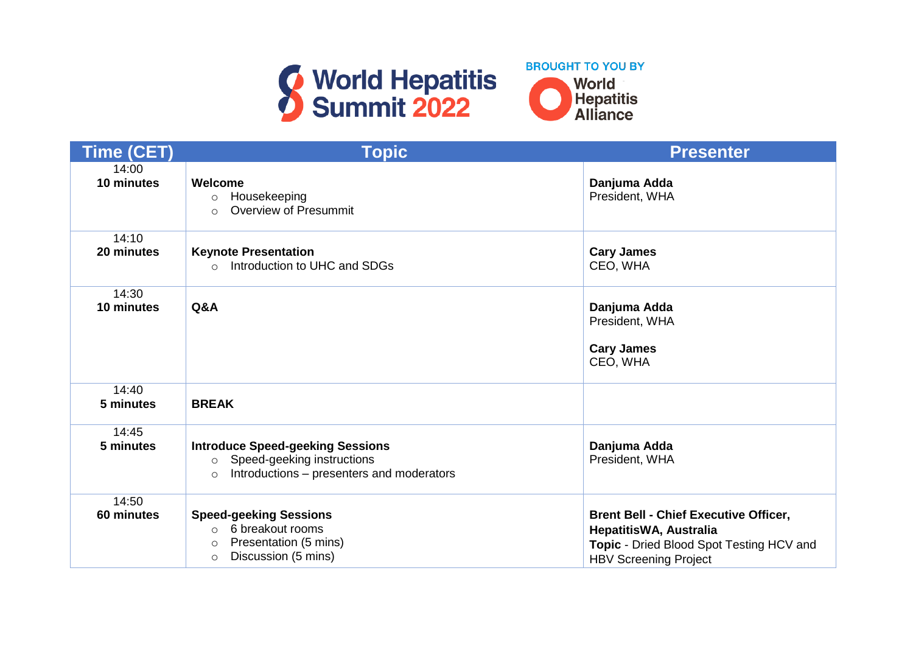World Hepatitis Summit 2022

BROUGHT TO YOU BY World Hepatitis Alliance

| Time (CET) | Topic | Presenter |
|---|---|---|
| 14:00<br>**10 minutes** | **Welcome**<br>○ Housekeeping<br>○ Overview of Presummit | **Danjuma Adda**<br>President, WHA |
| 14:10<br>**20 minutes** | **Keynote Presentation**<br>○ Introduction to UHC and SDGs | **Cary James**<br>CEO, WHA |
| 14:30<br>**10 minutes** | **Q&A** | **Danjuma Adda**<br>President, WHA<br><br>**Cary James**<br>CEO, WHA |
| 14:40<br>**5 minutes** | **BREAK** | |
| 14:45<br>**5 minutes** | **Introduce Speed-geeking Sessions**<br>○ Speed-geeking instructions<br>○ Introductions – presenters and moderators | **Danjuma Adda**<br>President, WHA |
| 14:50<br>**60 minutes** | **Speed-geeking Sessions**<br>○ 6 breakout rooms<br>○ Presentation (5 mins)<br>○ Discussion (5 mins) | **Brent Bell - Chief Executive Officer, HepatitisWA, Australia**<br>**Topic** - Dried Blood Spot Testing HCV and HBV Screening Project |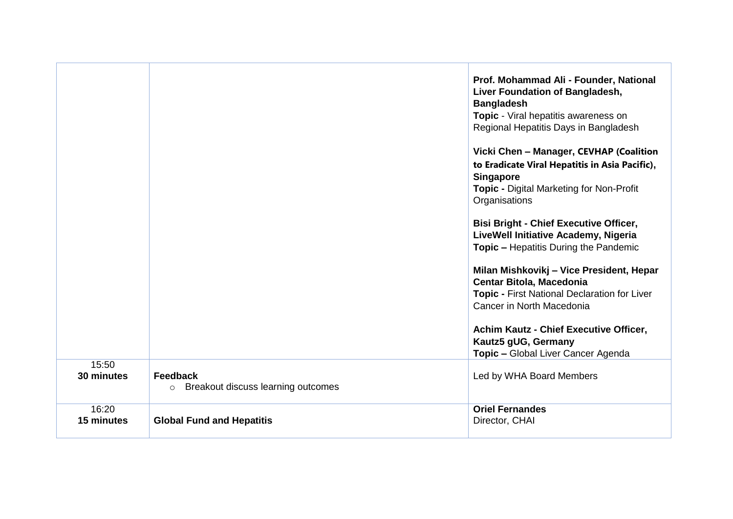| | | |
|---|---|---|
| | | **Prof. Mohammad Ali - Founder, National Liver Foundation of Bangladesh, Bangladesh**<br>**Topic** - Viral hepatitis awareness on Regional Hepatitis Days in Bangladesh<br><br>**Vicki Chen – Manager, CEVHAP (Coalition to Eradicate Viral Hepatitis in Asia Pacific), Singapore**<br>**Topic -** Digital Marketing for Non-Profit Organisations<br><br>**Bisi Bright - Chief Executive Officer, LiveWell Initiative Academy, Nigeria**<br>**Topic –** Hepatitis During the Pandemic<br><br>**Milan Mishkovikj – Vice President, Hepar Centar Bitola, Macedonia**<br>**Topic -** First National Declaration for Liver Cancer in North Macedonia<br><br>**Achim Kautz - Chief Executive Officer, Kautz5 gUG, Germany**<br>**Topic –** Global Liver Cancer Agenda |
| 15:50<br>**30 minutes** | **Feedback**<br>○ Breakout discuss learning outcomes | Led by WHA Board Members |
| 16:20<br>**15 minutes** | **Global Fund and Hepatitis** | **Oriel Fernandes**<br>Director, CHAI |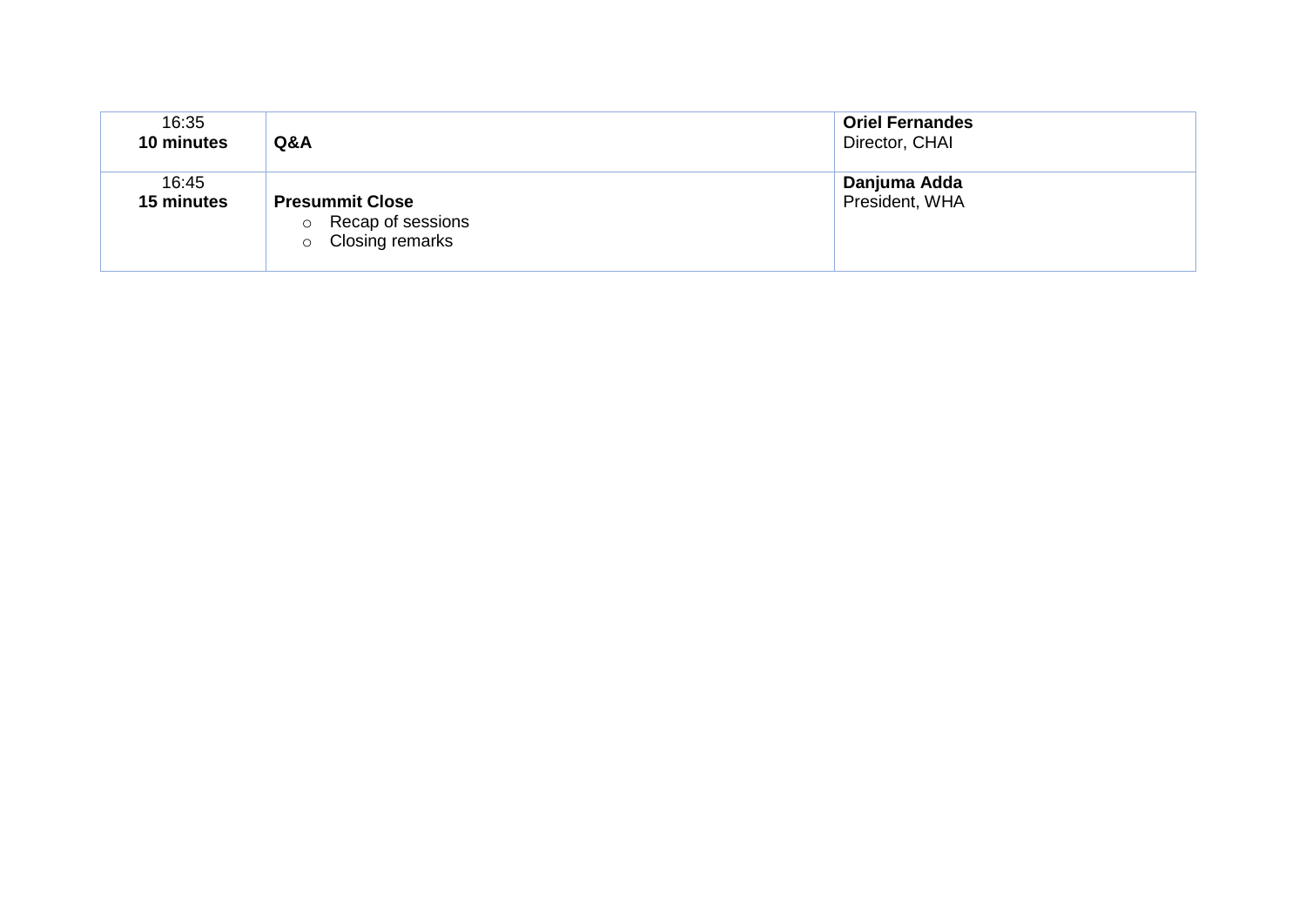| | | |
|---|---|---|
| 16:35<br>**10 minutes** | **Q&A** | **Oriel Fernandes**<br>Director, CHAI |
| 16:45<br>**15 minutes** | **Presummit Close**<br>○ Recap of sessions<br>○ Closing remarks | **Danjuma Adda**<br>President, WHA |